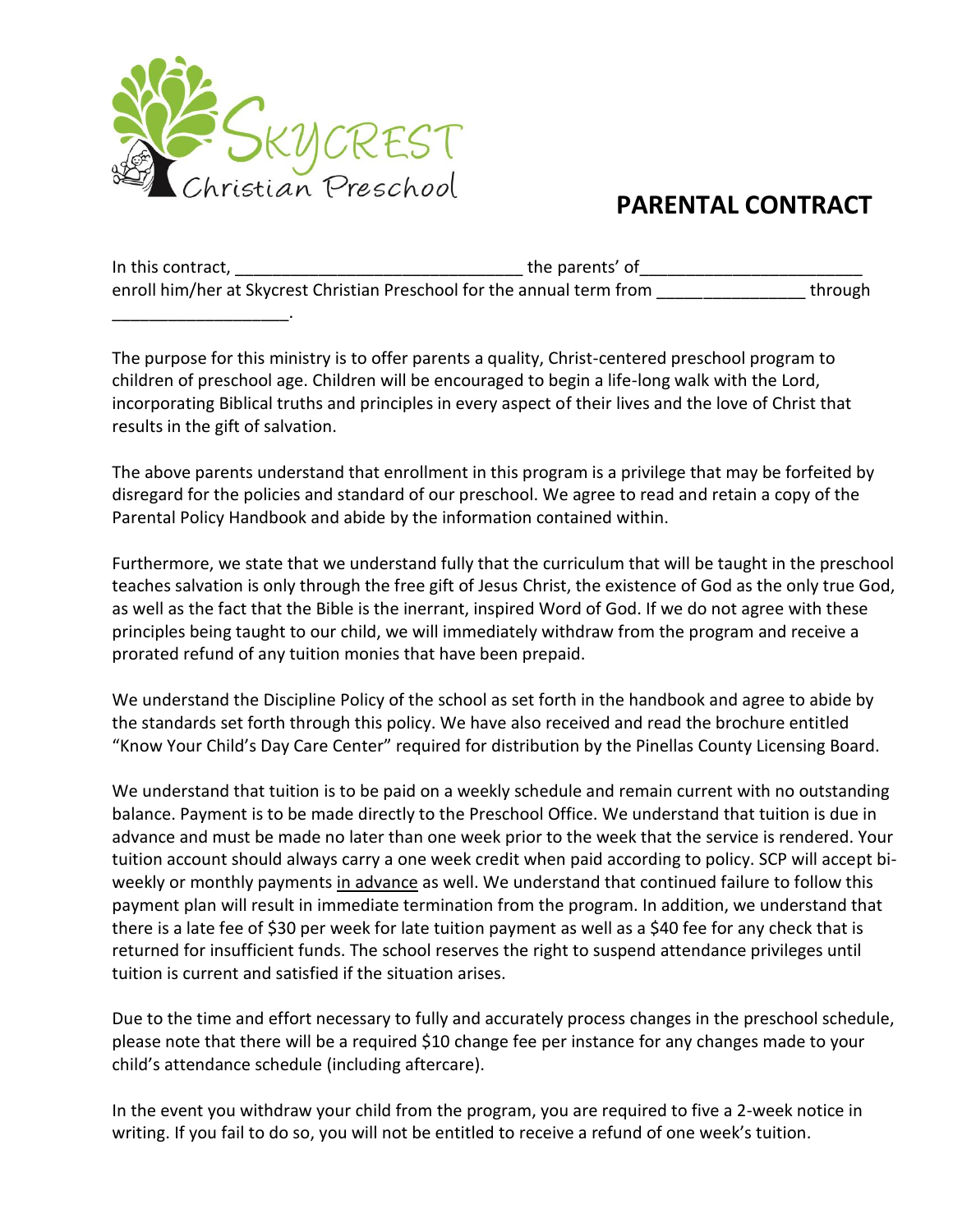Skycrest Christian Preschool

# PARENTAL CONTRACT

In this contract, ______________________________ the parents' of______________________ enroll him/her at Skycrest Christian Preschool for the annual term from _______________ through __________________.

The purpose for this ministry is to offer parents a quality, Christ-centered preschool program to children of preschool age. Children will be encouraged to begin a life-long walk with the Lord, incorporating Biblical truths and principles in every aspect of their lives and the love of Christ that results in the gift of salvation.

The above parents understand that enrollment in this program is a privilege that may be forfeited by disregard for the policies and standard of our preschool. We agree to read and retain a copy of the Parental Policy Handbook and abide by the information contained within.

Furthermore, we state that we understand fully that the curriculum that will be taught in the preschool teaches salvation is only through the free gift of Jesus Christ, the existence of God as the only true God, as well as the fact that the Bible is the inerrant, inspired Word of God. If we do not agree with these principles being taught to our child, we will immediately withdraw from the program and receive a prorated refund of any tuition monies that have been prepaid.

We understand the Discipline Policy of the school as set forth in the handbook and agree to abide by the standards set forth through this policy. We have also received and read the brochure entitled "Know Your Child's Day Care Center" required for distribution by the Pinellas County Licensing Board.

We understand that tuition is to be paid on a weekly schedule and remain current with no outstanding balance. Payment is to be made directly to the Preschool Office. We understand that tuition is due in advance and must be made no later than one week prior to the week that the service is rendered. Your tuition account should always carry a one week credit when paid according to policy. SCP will accept bi-weekly or monthly payments <u>in advance</u> as well. We understand that continued failure to follow this payment plan will result in immediate termination from the program. In addition, we understand that there is a late fee of $30 per week for late tuition payment as well as a $40 fee for any check that is returned for insufficient funds. The school reserves the right to suspend attendance privileges until tuition is current and satisfied if the situation arises.

Due to the time and effort necessary to fully and accurately process changes in the preschool schedule, please note that there will be a required $10 change fee per instance for any changes made to your child's attendance schedule (including aftercare).

In the event you withdraw your child from the program, you are required to five a 2-week notice in writing. If you fail to do so, you will not be entitled to receive a refund of one week's tuition.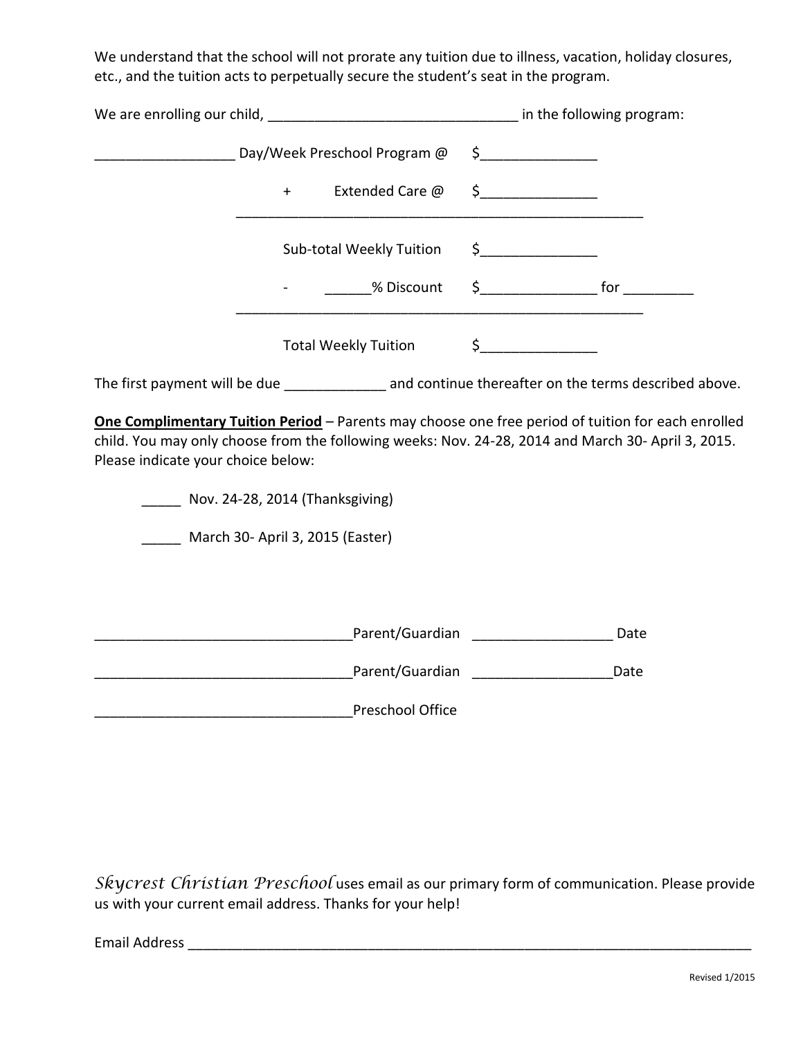We understand that the school will not prorate any tuition due to illness, vacation, holiday closures, etc., and the tuition acts to perpetually secure the student's seat in the program.

We are enrolling our child, ________________________________ in the following program:

__________________ Day/Week Preschool Program @ $_______________

+ Extended Care @ $_______________

______________________________________________________

Sub-total Weekly Tuition $_______________

- ______% Discount $_______________ for _________

______________________________________________________

Total Weekly Tuition $_______________

The first payment will be due _____________ and continue thereafter on the terms described above.

**One Complimentary Tuition Period** – Parents may choose one free period of tuition for each enrolled child. You may only choose from the following weeks: Nov. 24-28, 2014 and March 30- April 3, 2015. Please indicate your choice below:

_____ Nov. 24-28, 2014 (Thanksgiving)

_____ March 30- April 3, 2015 (Easter)

_________________________________Parent/Guardian __________________ Date

_________________________________Parent/Guardian __________________Date

_________________________________Preschool Office

*Skycrest Christian Preschool* uses email as our primary form of communication. Please provide us with your current email address. Thanks for your help!

Email Address ___________________________________________________________________________

Revised 1/2015